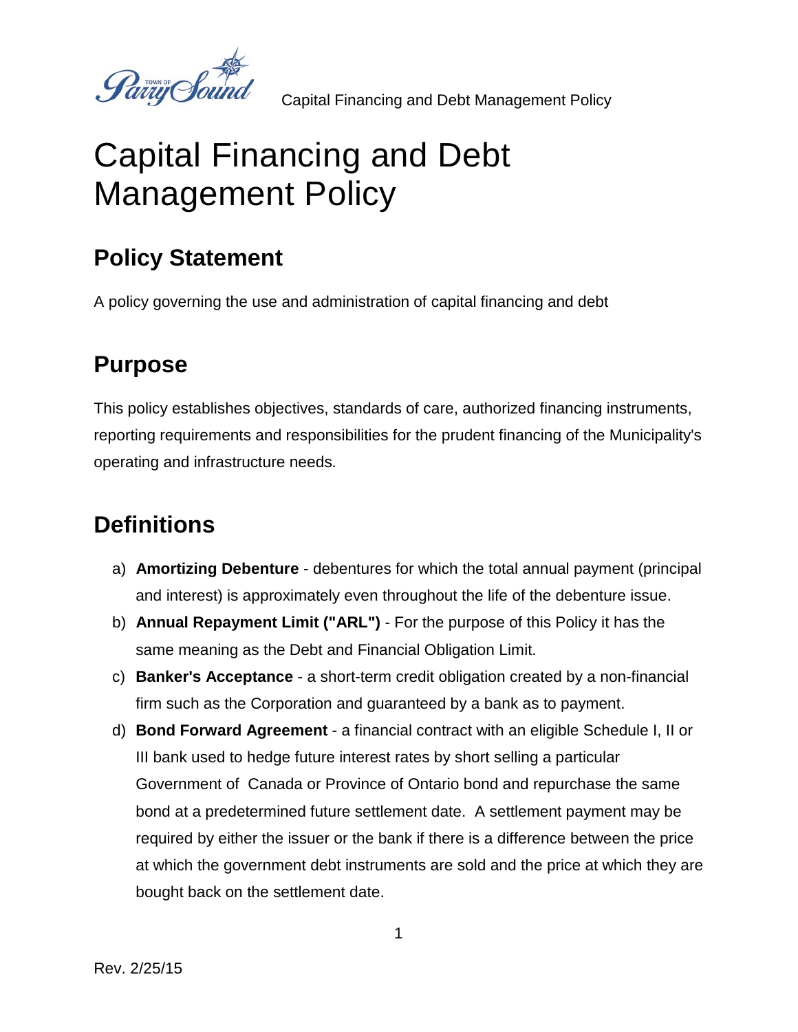# Capital Financing and Debt Management Policy

## Policy Statement

A policy governing the use and administration of capital financing and debt

## Purpose

This policy establishes objectives, standards of care, authorized financing instruments, reporting requirements and responsibilities for the prudent financing of the Municipality's operating and infrastructure needs.

## Definitions

a) **Amortizing Debenture** - debentures for which the total annual payment (principal and interest) is approximately even throughout the life of the debenture issue.
b) **Annual Repayment Limit ("ARL")** - For the purpose of this Policy it has the same meaning as the Debt and Financial Obligation Limit.
c) **Banker's Acceptance** - a short-term credit obligation created by a non-financial firm such as the Corporation and guaranteed by a bank as to payment.
d) **Bond Forward Agreement** - a financial contract with an eligible Schedule I, II or III bank used to hedge future interest rates by short selling a particular Government of Canada or Province of Ontario bond and repurchase the same bond at a predetermined future settlement date. A settlement payment may be required by either the issuer or the bank if there is a difference between the price at which the government debt instruments are sold and the price at which they are bought back on the settlement date.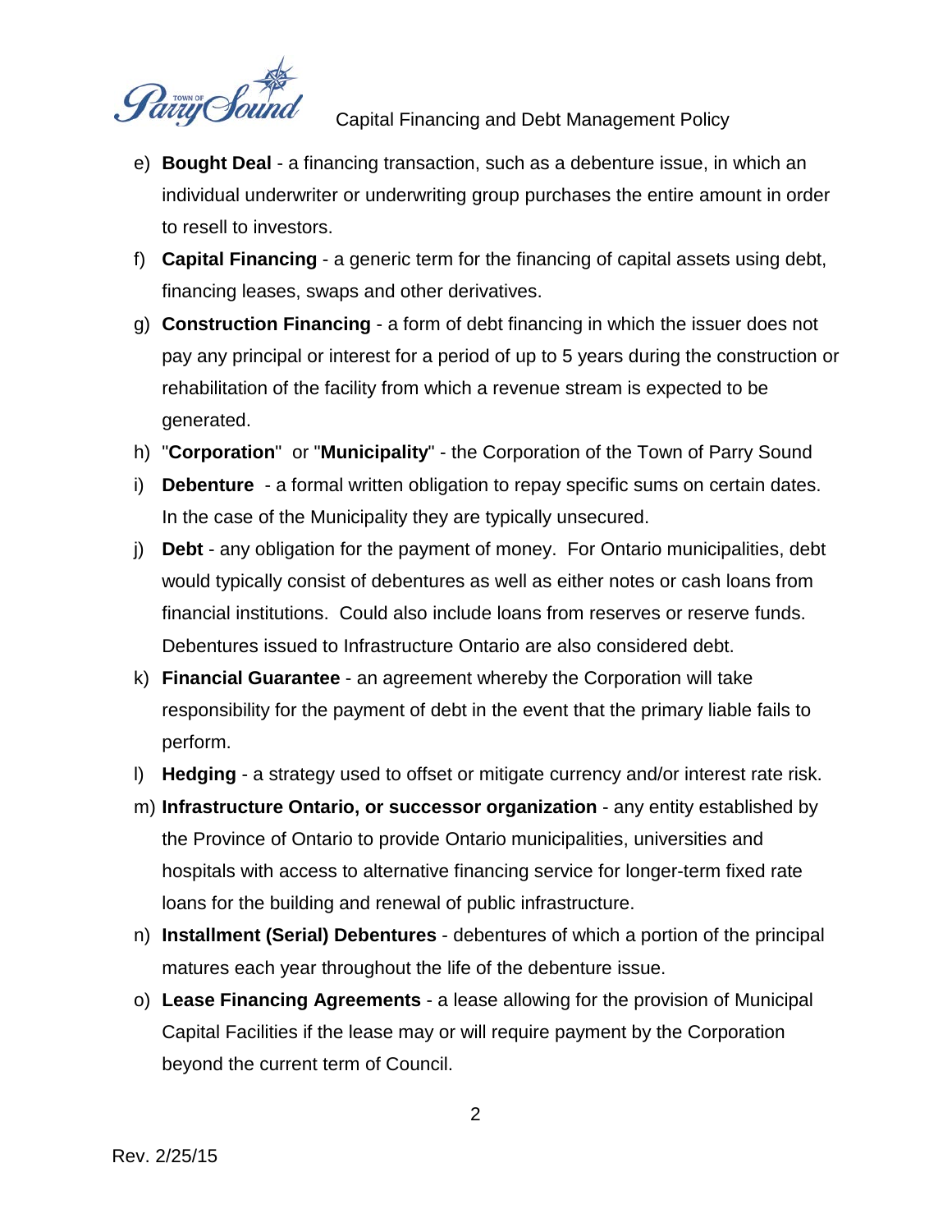e) **Bought Deal** - a financing transaction, such as a debenture issue, in which an individual underwriter or underwriting group purchases the entire amount in order to resell to investors.

f) **Capital Financing** - a generic term for the financing of capital assets using debt, financing leases, swaps and other derivatives.

g) **Construction Financing** - a form of debt financing in which the issuer does not pay any principal or interest for a period of up to 5 years during the construction or rehabilitation of the facility from which a revenue stream is expected to be generated.

h) "**Corporation**" or "**Municipality**" - the Corporation of the Town of Parry Sound

i) **Debenture** - a formal written obligation to repay specific sums on certain dates. In the case of the Municipality they are typically unsecured.

j) **Debt** - any obligation for the payment of money. For Ontario municipalities, debt would typically consist of debentures as well as either notes or cash loans from financial institutions. Could also include loans from reserves or reserve funds. Debentures issued to Infrastructure Ontario are also considered debt.

k) **Financial Guarantee** - an agreement whereby the Corporation will take responsibility for the payment of debt in the event that the primary liable fails to perform.

l) **Hedging** - a strategy used to offset or mitigate currency and/or interest rate risk.

m) **Infrastructure Ontario, or successor organization** - any entity established by the Province of Ontario to provide Ontario municipalities, universities and hospitals with access to alternative financing service for longer-term fixed rate loans for the building and renewal of public infrastructure.

n) **Installment (Serial) Debentures** - debentures of which a portion of the principal matures each year throughout the life of the debenture issue.

o) **Lease Financing Agreements** - a lease allowing for the provision of Municipal Capital Facilities if the lease may or will require payment by the Corporation beyond the current term of Council.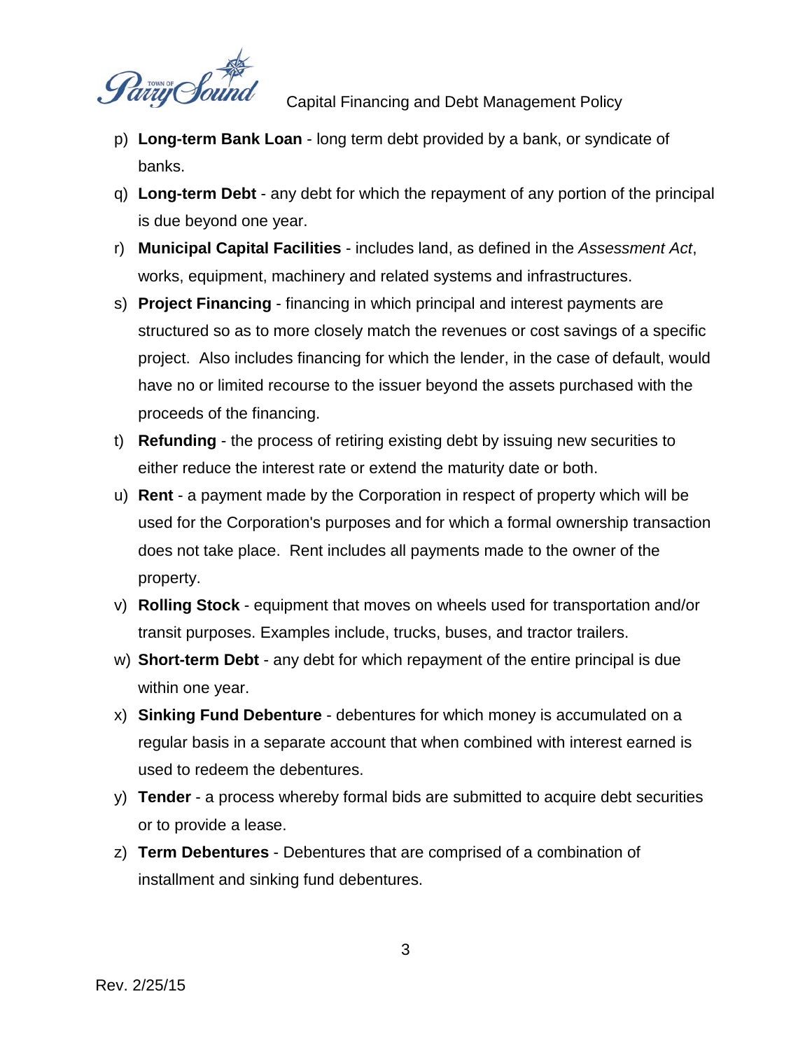p) **Long-term Bank Loan** - long term debt provided by a bank, or syndicate of banks.

q) **Long-term Debt** - any debt for which the repayment of any portion of the principal is due beyond one year.

r) **Municipal Capital Facilities** - includes land, as defined in the *Assessment Act*, works, equipment, machinery and related systems and infrastructures.

s) **Project Financing** - financing in which principal and interest payments are structured so as to more closely match the revenues or cost savings of a specific project. Also includes financing for which the lender, in the case of default, would have no or limited recourse to the issuer beyond the assets purchased with the proceeds of the financing.

t) **Refunding** - the process of retiring existing debt by issuing new securities to either reduce the interest rate or extend the maturity date or both.

u) **Rent** - a payment made by the Corporation in respect of property which will be used for the Corporation's purposes and for which a formal ownership transaction does not take place. Rent includes all payments made to the owner of the property.

v) **Rolling Stock** - equipment that moves on wheels used for transportation and/or transit purposes. Examples include, trucks, buses, and tractor trailers.

w) **Short-term Debt** - any debt for which repayment of the entire principal is due within one year.

x) **Sinking Fund Debenture** - debentures for which money is accumulated on a regular basis in a separate account that when combined with interest earned is used to redeem the debentures.

y) **Tender** - a process whereby formal bids are submitted to acquire debt securities or to provide a lease.

z) **Term Debentures** - Debentures that are comprised of a combination of installment and sinking fund debentures.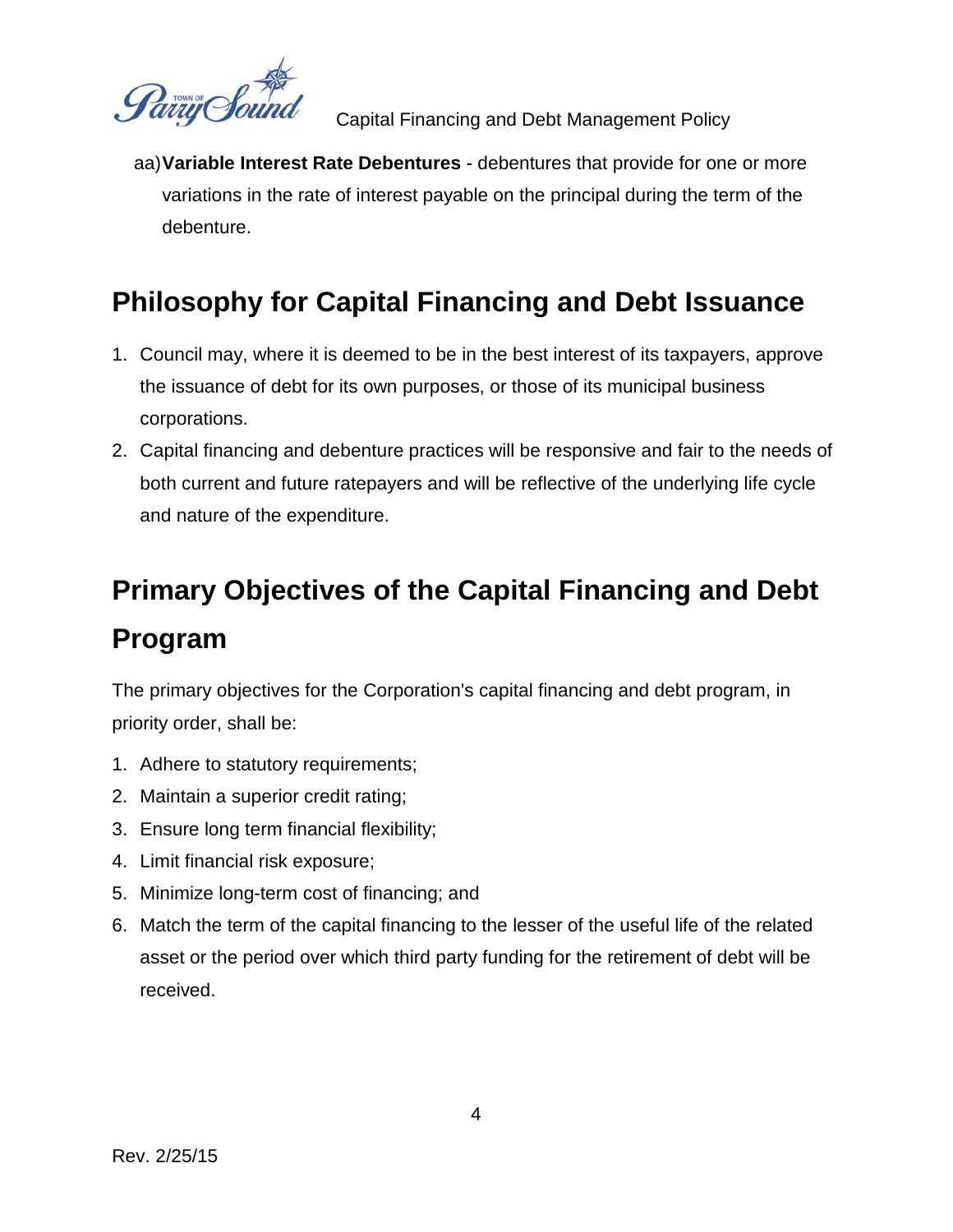aa) **Variable Interest Rate Debentures** - debentures that provide for one or more variations in the rate of interest payable on the principal during the term of the debenture.

## Philosophy for Capital Financing and Debt Issuance

1. Council may, where it is deemed to be in the best interest of its taxpayers, approve the issuance of debt for its own purposes, or those of its municipal business corporations.
2. Capital financing and debenture practices will be responsive and fair to the needs of both current and future ratepayers and will be reflective of the underlying life cycle and nature of the expenditure.

## Primary Objectives of the Capital Financing and Debt Program

The primary objectives for the Corporation's capital financing and debt program, in priority order, shall be:

1. Adhere to statutory requirements;
2. Maintain a superior credit rating;
3. Ensure long term financial flexibility;
4. Limit financial risk exposure;
5. Minimize long-term cost of financing; and
6. Match the term of the capital financing to the lesser of the useful life of the related asset or the period over which third party funding for the retirement of debt will be received.

Rev. 2/25/15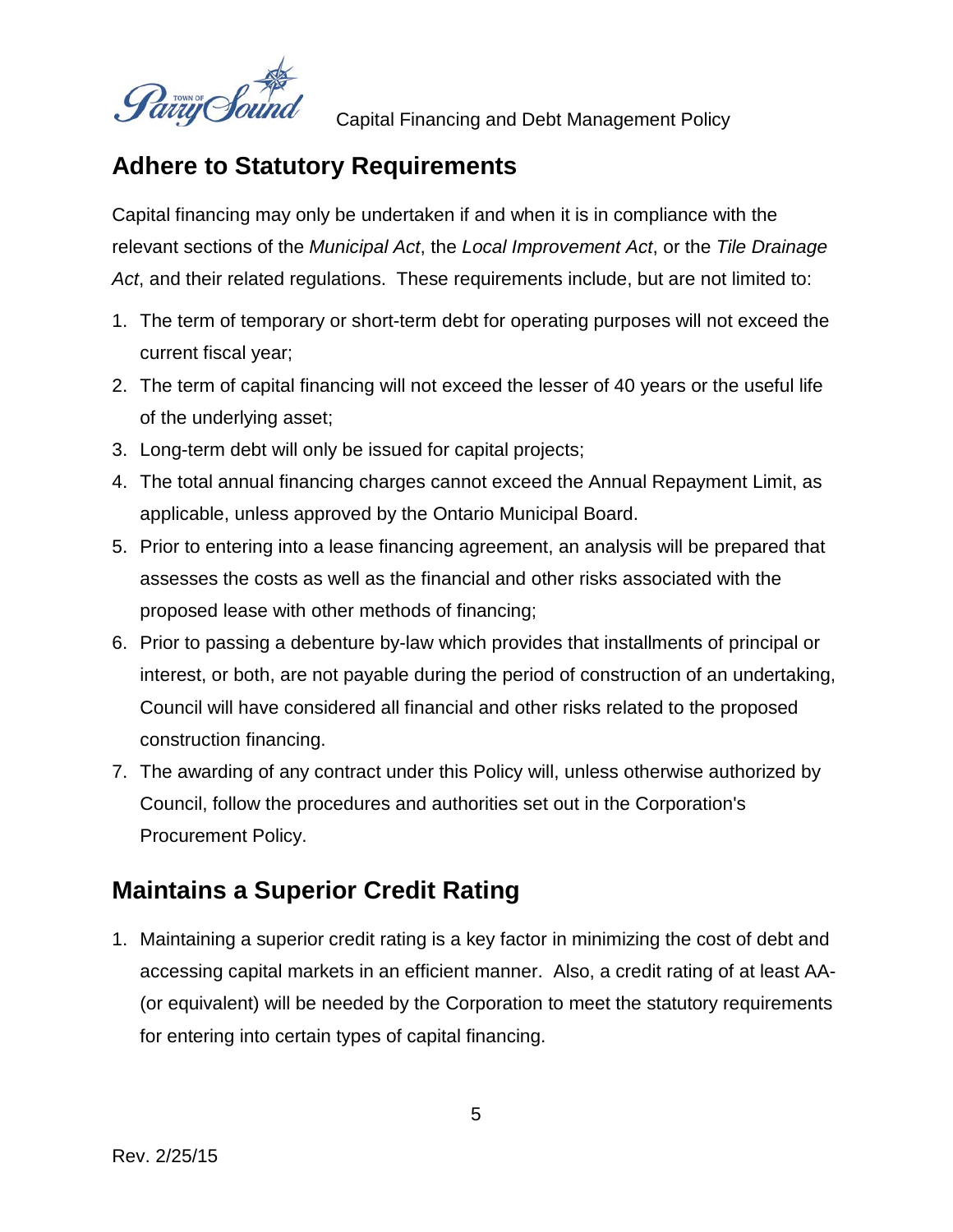## Adhere to Statutory Requirements

Capital financing may only be undertaken if and when it is in compliance with the relevant sections of the *Municipal Act*, the *Local Improvement Act*, or the *Tile Drainage Act*, and their related regulations. These requirements include, but are not limited to:

1. The term of temporary or short-term debt for operating purposes will not exceed the current fiscal year;
2. The term of capital financing will not exceed the lesser of 40 years or the useful life of the underlying asset;
3. Long-term debt will only be issued for capital projects;
4. The total annual financing charges cannot exceed the Annual Repayment Limit, as applicable, unless approved by the Ontario Municipal Board.
5. Prior to entering into a lease financing agreement, an analysis will be prepared that assesses the costs as well as the financial and other risks associated with the proposed lease with other methods of financing;
6. Prior to passing a debenture by-law which provides that installments of principal or interest, or both, are not payable during the period of construction of an undertaking, Council will have considered all financial and other risks related to the proposed construction financing.
7. The awarding of any contract under this Policy will, unless otherwise authorized by Council, follow the procedures and authorities set out in the Corporation's Procurement Policy.

## Maintains a Superior Credit Rating

1. Maintaining a superior credit rating is a key factor in minimizing the cost of debt and accessing capital markets in an efficient manner. Also, a credit rating of at least AA- (or equivalent) will be needed by the Corporation to meet the statutory requirements for entering into certain types of capital financing.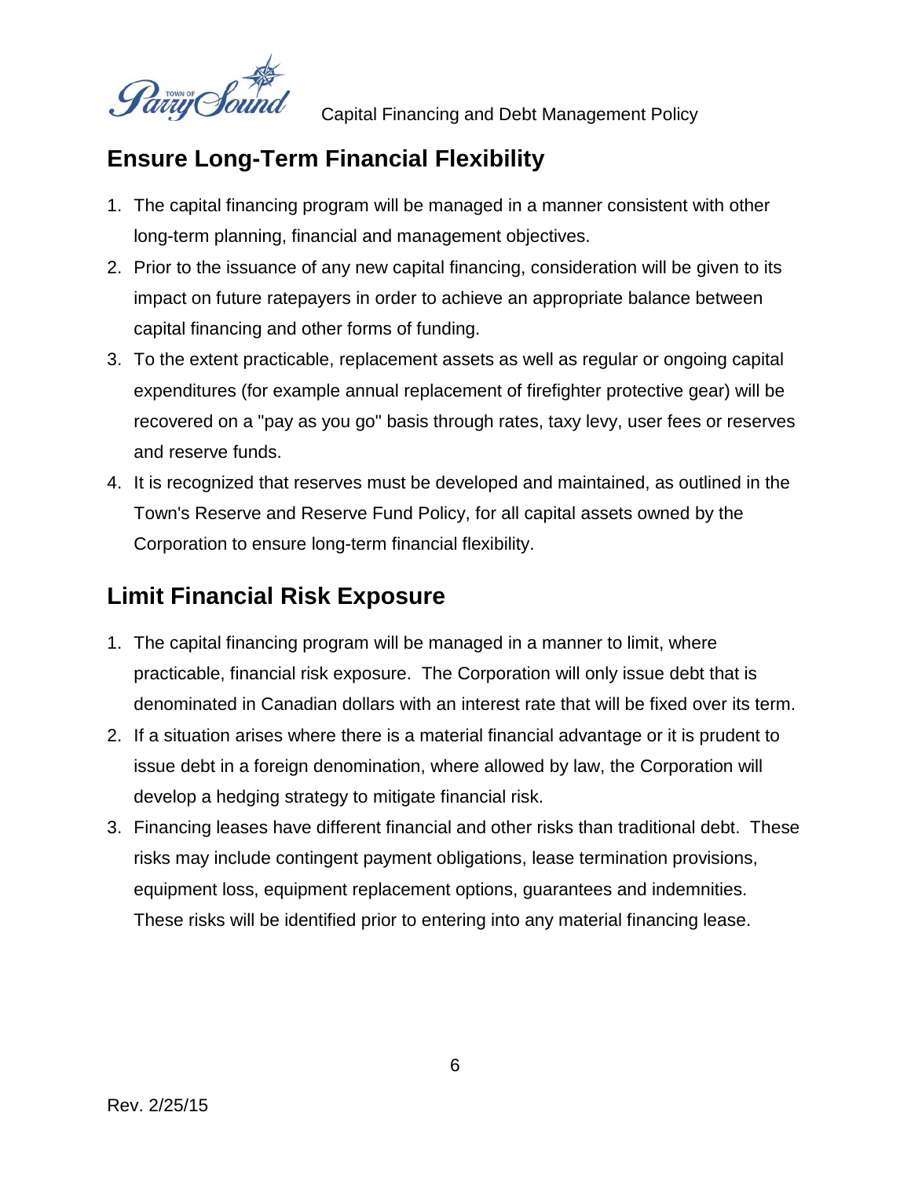## Ensure Long-Term Financial Flexibility

1. The capital financing program will be managed in a manner consistent with other long-term planning, financial and management objectives.
2. Prior to the issuance of any new capital financing, consideration will be given to its impact on future ratepayers in order to achieve an appropriate balance between capital financing and other forms of funding.
3. To the extent practicable, replacement assets as well as regular or ongoing capital expenditures (for example annual replacement of firefighter protective gear) will be recovered on a "pay as you go" basis through rates, taxy levy, user fees or reserves and reserve funds.
4. It is recognized that reserves must be developed and maintained, as outlined in the Town's Reserve and Reserve Fund Policy, for all capital assets owned by the Corporation to ensure long-term financial flexibility.

## Limit Financial Risk Exposure

1. The capital financing program will be managed in a manner to limit, where practicable, financial risk exposure. The Corporation will only issue debt that is denominated in Canadian dollars with an interest rate that will be fixed over its term.
2. If a situation arises where there is a material financial advantage or it is prudent to issue debt in a foreign denomination, where allowed by law, the Corporation will develop a hedging strategy to mitigate financial risk.
3. Financing leases have different financial and other risks than traditional debt. These risks may include contingent payment obligations, lease termination provisions, equipment loss, equipment replacement options, guarantees and indemnities. These risks will be identified prior to entering into any material financing lease.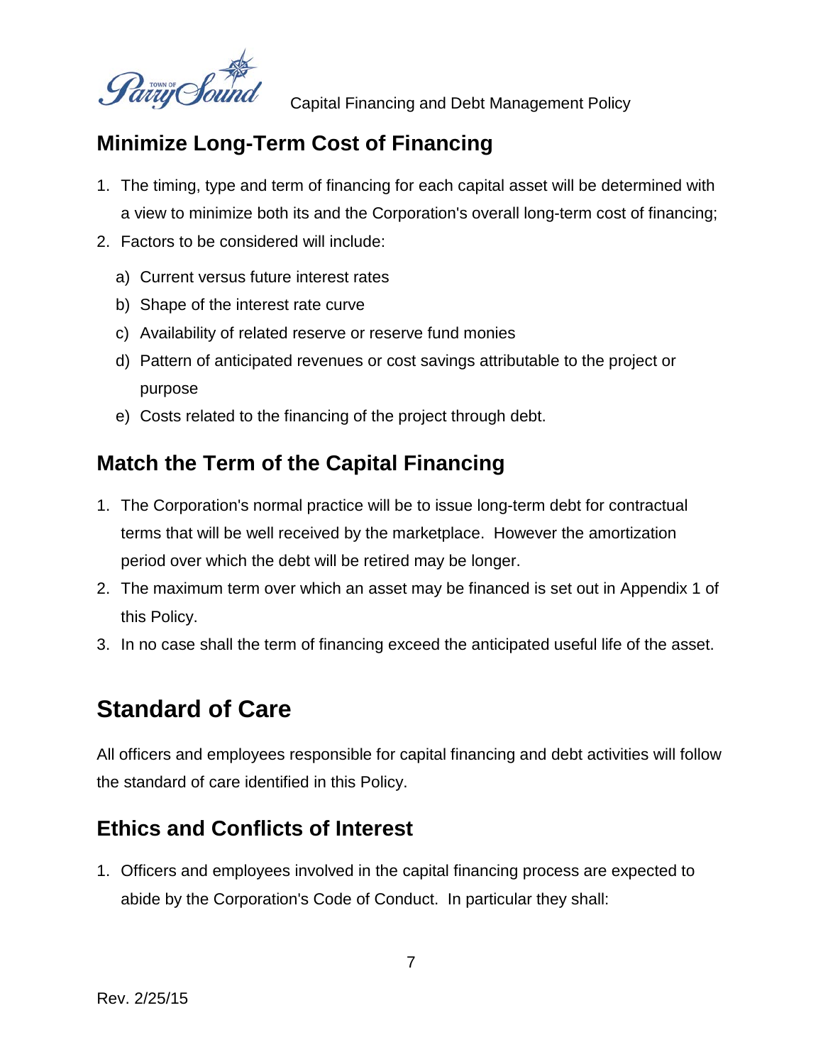## Minimize Long-Term Cost of Financing

1. The timing, type and term of financing for each capital asset will be determined with a view to minimize both its and the Corporation's overall long-term cost of financing;
2. Factors to be considered will include:
   a) Current versus future interest rates
   b) Shape of the interest rate curve
   c) Availability of related reserve or reserve fund monies
   d) Pattern of anticipated revenues or cost savings attributable to the project or purpose
   e) Costs related to the financing of the project through debt.

## Match the Term of the Capital Financing

1. The Corporation's normal practice will be to issue long-term debt for contractual terms that will be well received by the marketplace. However the amortization period over which the debt will be retired may be longer.
2. The maximum term over which an asset may be financed is set out in Appendix 1 of this Policy.
3. In no case shall the term of financing exceed the anticipated useful life of the asset.

# Standard of Care

All officers and employees responsible for capital financing and debt activities will follow the standard of care identified in this Policy.

## Ethics and Conflicts of Interest

1. Officers and employees involved in the capital financing process are expected to abide by the Corporation's Code of Conduct. In particular they shall: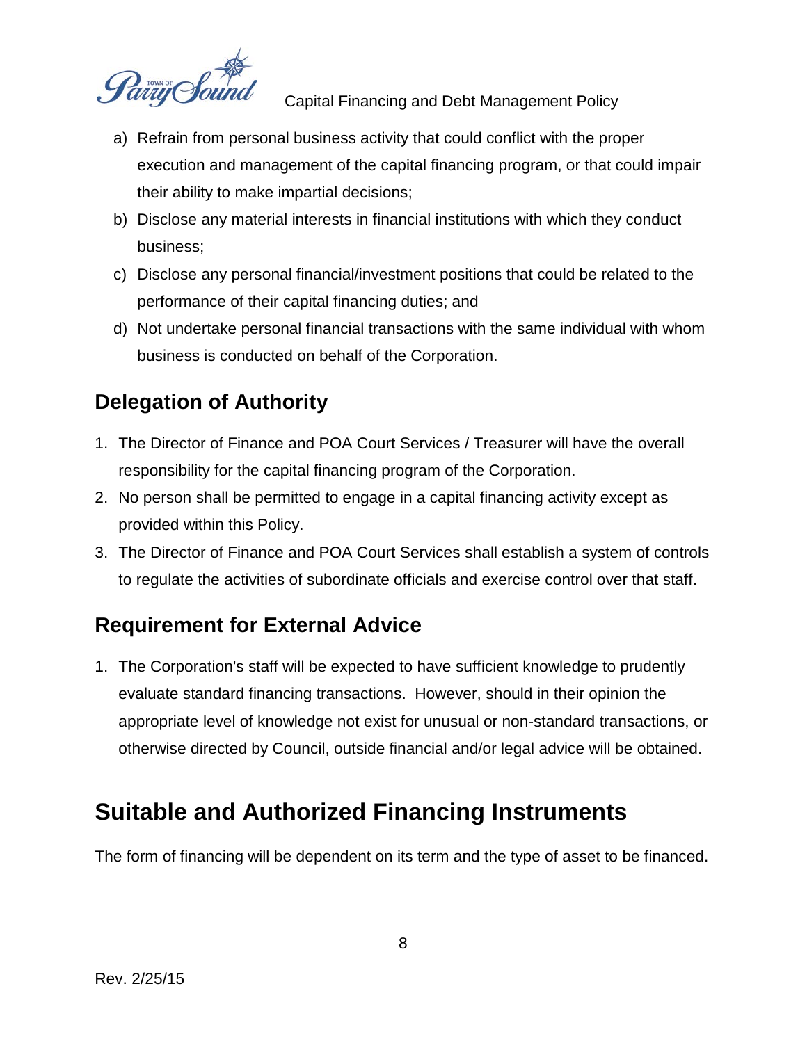a) Refrain from personal business activity that could conflict with the proper execution and management of the capital financing program, or that could impair their ability to make impartial decisions;
b) Disclose any material interests in financial institutions with which they conduct business;
c) Disclose any personal financial/investment positions that could be related to the performance of their capital financing duties; and
d) Not undertake personal financial transactions with the same individual with whom business is conducted on behalf of the Corporation.

## Delegation of Authority

1. The Director of Finance and POA Court Services / Treasurer will have the overall responsibility for the capital financing program of the Corporation.
2. No person shall be permitted to engage in a capital financing activity except as provided within this Policy.
3. The Director of Finance and POA Court Services shall establish a system of controls to regulate the activities of subordinate officials and exercise control over that staff.

## Requirement for External Advice

1. The Corporation's staff will be expected to have sufficient knowledge to prudently evaluate standard financing transactions. However, should in their opinion the appropriate level of knowledge not exist for unusual or non-standard transactions, or otherwise directed by Council, outside financial and/or legal advice will be obtained.

# Suitable and Authorized Financing Instruments

The form of financing will be dependent on its term and the type of asset to be financed.

Rev. 2/25/15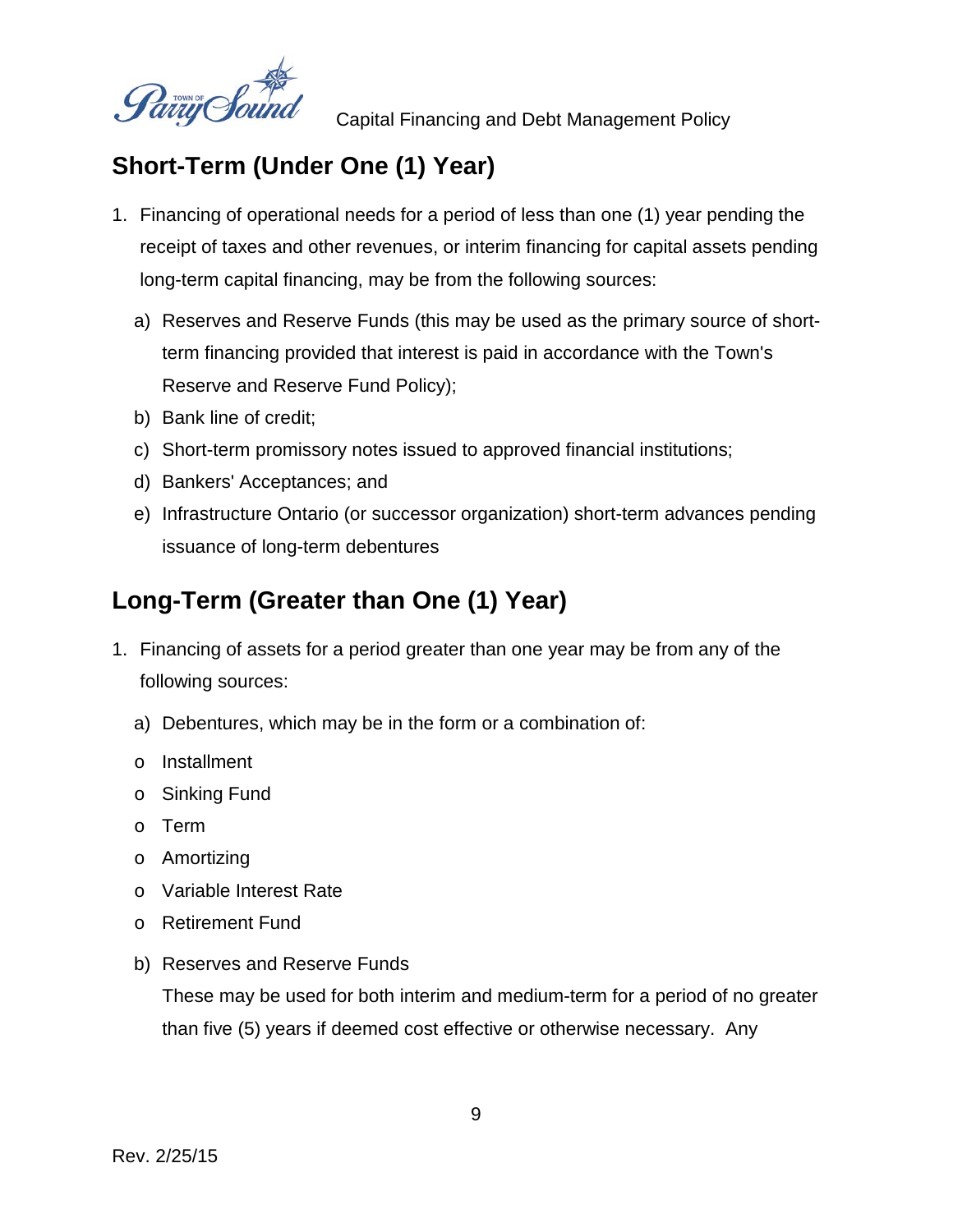## Short-Term (Under One (1) Year)

1. Financing of operational needs for a period of less than one (1) year pending the receipt of taxes and other revenues, or interim financing for capital assets pending long-term capital financing, may be from the following sources:
   a) Reserves and Reserve Funds (this may be used as the primary source of short-term financing provided that interest is paid in accordance with the Town's Reserve and Reserve Fund Policy);
   b) Bank line of credit;
   c) Short-term promissory notes issued to approved financial institutions;
   d) Bankers' Acceptances; and
   e) Infrastructure Ontario (or successor organization) short-term advances pending issuance of long-term debentures

## Long-Term (Greater than One (1) Year)

1. Financing of assets for a period greater than one year may be from any of the following sources:
   a) Debentures, which may be in the form or a combination of:
      - Installment
      - Sinking Fund
      - Term
      - Amortizing
      - Variable Interest Rate
      - Retirement Fund
   b) Reserves and Reserve Funds

      These may be used for both interim and medium-term for a period of no greater than five (5) years if deemed cost effective or otherwise necessary. Any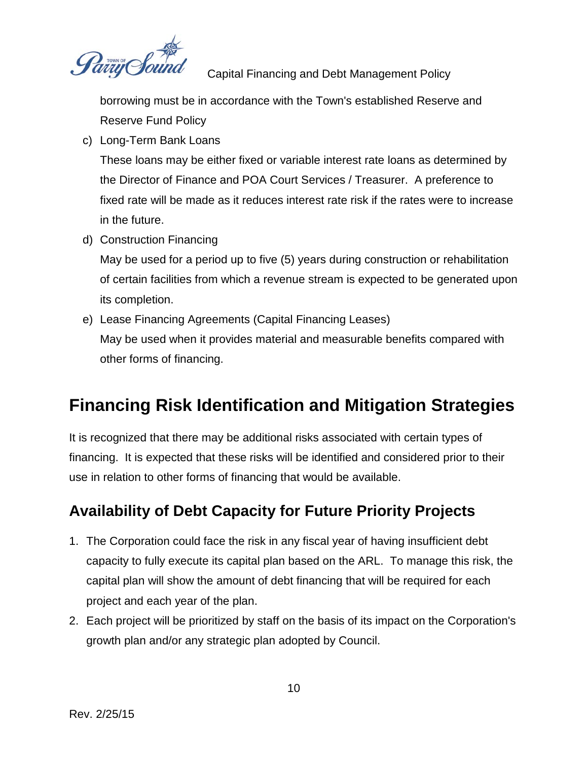borrowing must be in accordance with the Town's established Reserve and Reserve Fund Policy

c) Long-Term Bank Loans
   These loans may be either fixed or variable interest rate loans as determined by the Director of Finance and POA Court Services / Treasurer. A preference to fixed rate will be made as it reduces interest rate risk if the rates were to increase in the future.

d) Construction Financing
   May be used for a period up to five (5) years during construction or rehabilitation of certain facilities from which a revenue stream is expected to be generated upon its completion.

e) Lease Financing Agreements (Capital Financing Leases)
   May be used when it provides material and measurable benefits compared with other forms of financing.

# Financing Risk Identification and Mitigation Strategies

It is recognized that there may be additional risks associated with certain types of financing. It is expected that these risks will be identified and considered prior to their use in relation to other forms of financing that would be available.

## Availability of Debt Capacity for Future Priority Projects

1. The Corporation could face the risk in any fiscal year of having insufficient debt capacity to fully execute its capital plan based on the ARL. To manage this risk, the capital plan will show the amount of debt financing that will be required for each project and each year of the plan.
2. Each project will be prioritized by staff on the basis of its impact on the Corporation's growth plan and/or any strategic plan adopted by Council.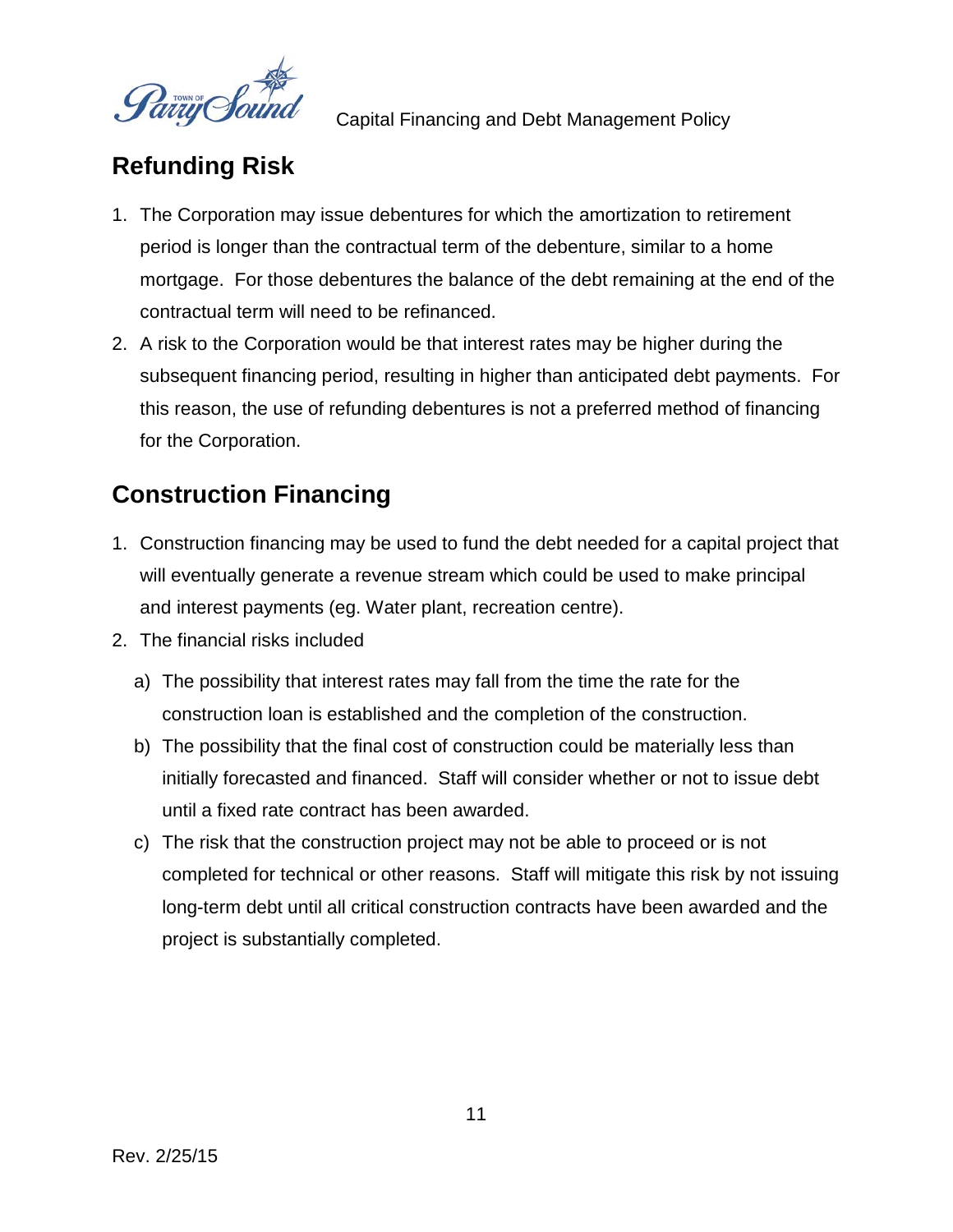## Refunding Risk

1. The Corporation may issue debentures for which the amortization to retirement period is longer than the contractual term of the debenture, similar to a home mortgage. For those debentures the balance of the debt remaining at the end of the contractual term will need to be refinanced.
2. A risk to the Corporation would be that interest rates may be higher during the subsequent financing period, resulting in higher than anticipated debt payments. For this reason, the use of refunding debentures is not a preferred method of financing for the Corporation.

## Construction Financing

1. Construction financing may be used to fund the debt needed for a capital project that will eventually generate a revenue stream which could be used to make principal and interest payments (eg. Water plant, recreation centre).
2. The financial risks included
   a) The possibility that interest rates may fall from the time the rate for the construction loan is established and the completion of the construction.
   b) The possibility that the final cost of construction could be materially less than initially forecasted and financed. Staff will consider whether or not to issue debt until a fixed rate contract has been awarded.
   c) The risk that the construction project may not be able to proceed or is not completed for technical or other reasons. Staff will mitigate this risk by not issuing long-term debt until all critical construction contracts have been awarded and the project is substantially completed.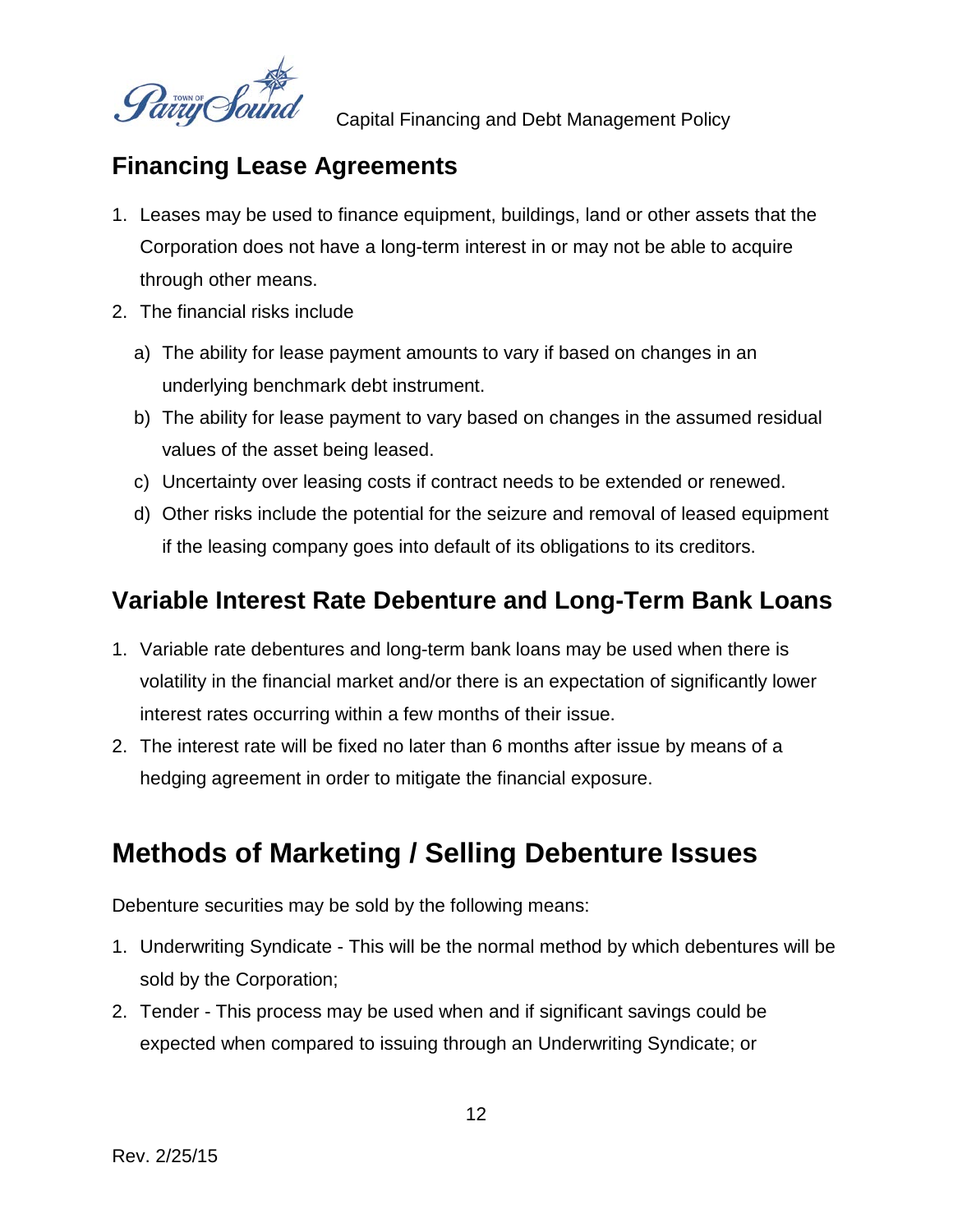## Financing Lease Agreements

1. Leases may be used to finance equipment, buildings, land or other assets that the Corporation does not have a long-term interest in or may not be able to acquire through other means.
2. The financial risks include
   a) The ability for lease payment amounts to vary if based on changes in an underlying benchmark debt instrument.
   b) The ability for lease payment to vary based on changes in the assumed residual values of the asset being leased.
   c) Uncertainty over leasing costs if contract needs to be extended or renewed.
   d) Other risks include the potential for the seizure and removal of leased equipment if the leasing company goes into default of its obligations to its creditors.

## Variable Interest Rate Debenture and Long-Term Bank Loans

1. Variable rate debentures and long-term bank loans may be used when there is volatility in the financial market and/or there is an expectation of significantly lower interest rates occurring within a few months of their issue.
2. The interest rate will be fixed no later than 6 months after issue by means of a hedging agreement in order to mitigate the financial exposure.

# Methods of Marketing / Selling Debenture Issues

Debenture securities may be sold by the following means:

1. Underwriting Syndicate - This will be the normal method by which debentures will be sold by the Corporation;
2. Tender - This process may be used when and if significant savings could be expected when compared to issuing through an Underwriting Syndicate; or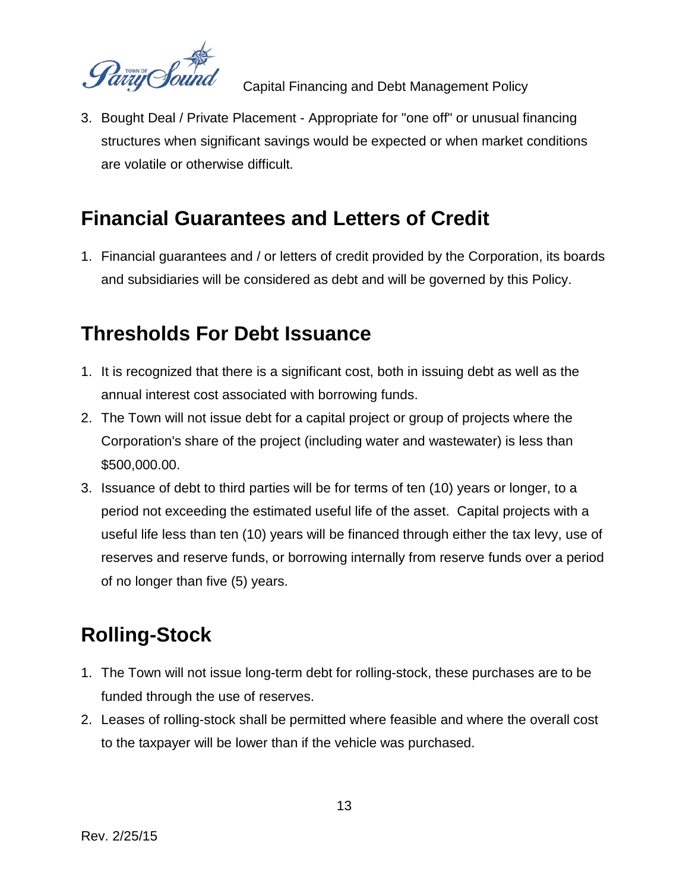3. Bought Deal / Private Placement - Appropriate for "one off" or unusual financing structures when significant savings would be expected or when market conditions are volatile or otherwise difficult.

## Financial Guarantees and Letters of Credit

1. Financial guarantees and / or letters of credit provided by the Corporation, its boards and subsidiaries will be considered as debt and will be governed by this Policy.

## Thresholds For Debt Issuance

1. It is recognized that there is a significant cost, both in issuing debt as well as the annual interest cost associated with borrowing funds.
2. The Town will not issue debt for a capital project or group of projects where the Corporation's share of the project (including water and wastewater) is less than $500,000.00.
3. Issuance of debt to third parties will be for terms of ten (10) years or longer, to a period not exceeding the estimated useful life of the asset. Capital projects with a useful life less than ten (10) years will be financed through either the tax levy, use of reserves and reserve funds, or borrowing internally from reserve funds over a period of no longer than five (5) years.

## Rolling-Stock

1. The Town will not issue long-term debt for rolling-stock, these purchases are to be funded through the use of reserves.
2. Leases of rolling-stock shall be permitted where feasible and where the overall cost to the taxpayer will be lower than if the vehicle was purchased.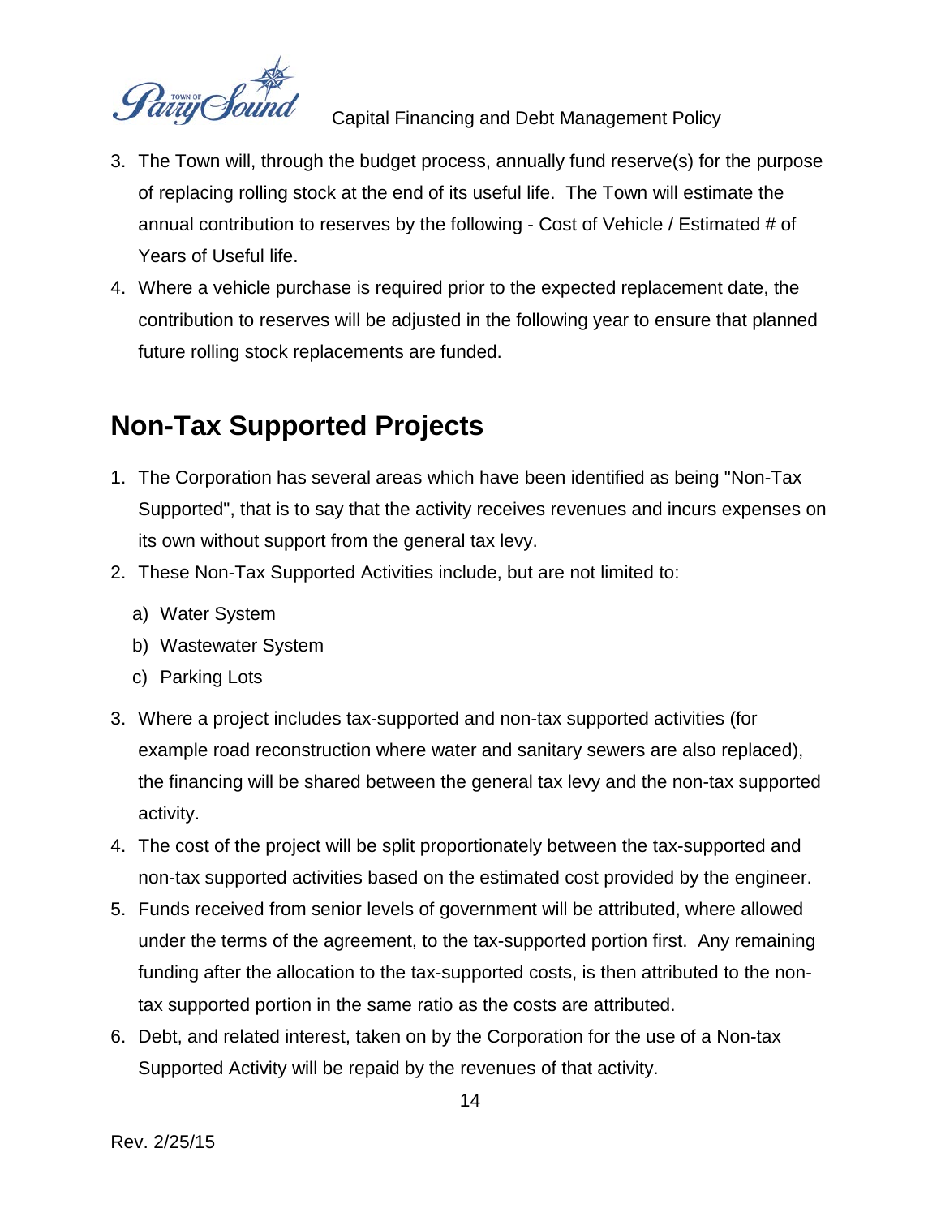3. The Town will, through the budget process, annually fund reserve(s) for the purpose of replacing rolling stock at the end of its useful life. The Town will estimate the annual contribution to reserves by the following - Cost of Vehicle / Estimated # of Years of Useful life.
4. Where a vehicle purchase is required prior to the expected replacement date, the contribution to reserves will be adjusted in the following year to ensure that planned future rolling stock replacements are funded.

## Non-Tax Supported Projects

1. The Corporation has several areas which have been identified as being "Non-Tax Supported", that is to say that the activity receives revenues and incurs expenses on its own without support from the general tax levy.
2. These Non-Tax Supported Activities include, but are not limited to:
   a) Water System
   b) Wastewater System
   c) Parking Lots
3. Where a project includes tax-supported and non-tax supported activities (for example road reconstruction where water and sanitary sewers are also replaced), the financing will be shared between the general tax levy and the non-tax supported activity.
4. The cost of the project will be split proportionately between the tax-supported and non-tax supported activities based on the estimated cost provided by the engineer.
5. Funds received from senior levels of government will be attributed, where allowed under the terms of the agreement, to the tax-supported portion first. Any remaining funding after the allocation to the tax-supported costs, is then attributed to the non-tax supported portion in the same ratio as the costs are attributed.
6. Debt, and related interest, taken on by the Corporation for the use of a Non-tax Supported Activity will be repaid by the revenues of that activity.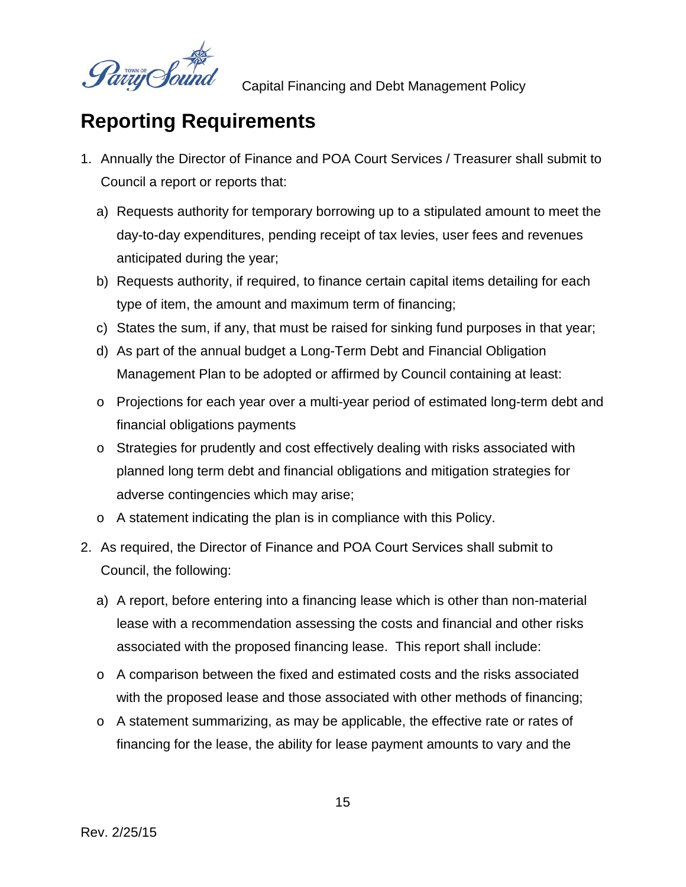## Reporting Requirements

1. Annually the Director of Finance and POA Court Services / Treasurer shall submit to Council a report or reports that:

   a) Requests authority for temporary borrowing up to a stipulated amount to meet the day-to-day expenditures, pending receipt of tax levies, user fees and revenues anticipated during the year;

   b) Requests authority, if required, to finance certain capital items detailing for each type of item, the amount and maximum term of financing;

   c) States the sum, if any, that must be raised for sinking fund purposes in that year;

   d) As part of the annual budget a Long-Term Debt and Financial Obligation Management Plan to be adopted or affirmed by Council containing at least:

   - Projections for each year over a multi-year period of estimated long-term debt and financial obligations payments
   - Strategies for prudently and cost effectively dealing with risks associated with planned long term debt and financial obligations and mitigation strategies for adverse contingencies which may arise;
   - A statement indicating the plan is in compliance with this Policy.

2. As required, the Director of Finance and POA Court Services shall submit to Council, the following:

   a) A report, before entering into a financing lease which is other than non-material lease with a recommendation assessing the costs and financial and other risks associated with the proposed financing lease. This report shall include:

   - A comparison between the fixed and estimated costs and the risks associated with the proposed lease and those associated with other methods of financing;
   - A statement summarizing, as may be applicable, the effective rate or rates of financing for the lease, the ability for lease payment amounts to vary and the

Rev. 2/25/15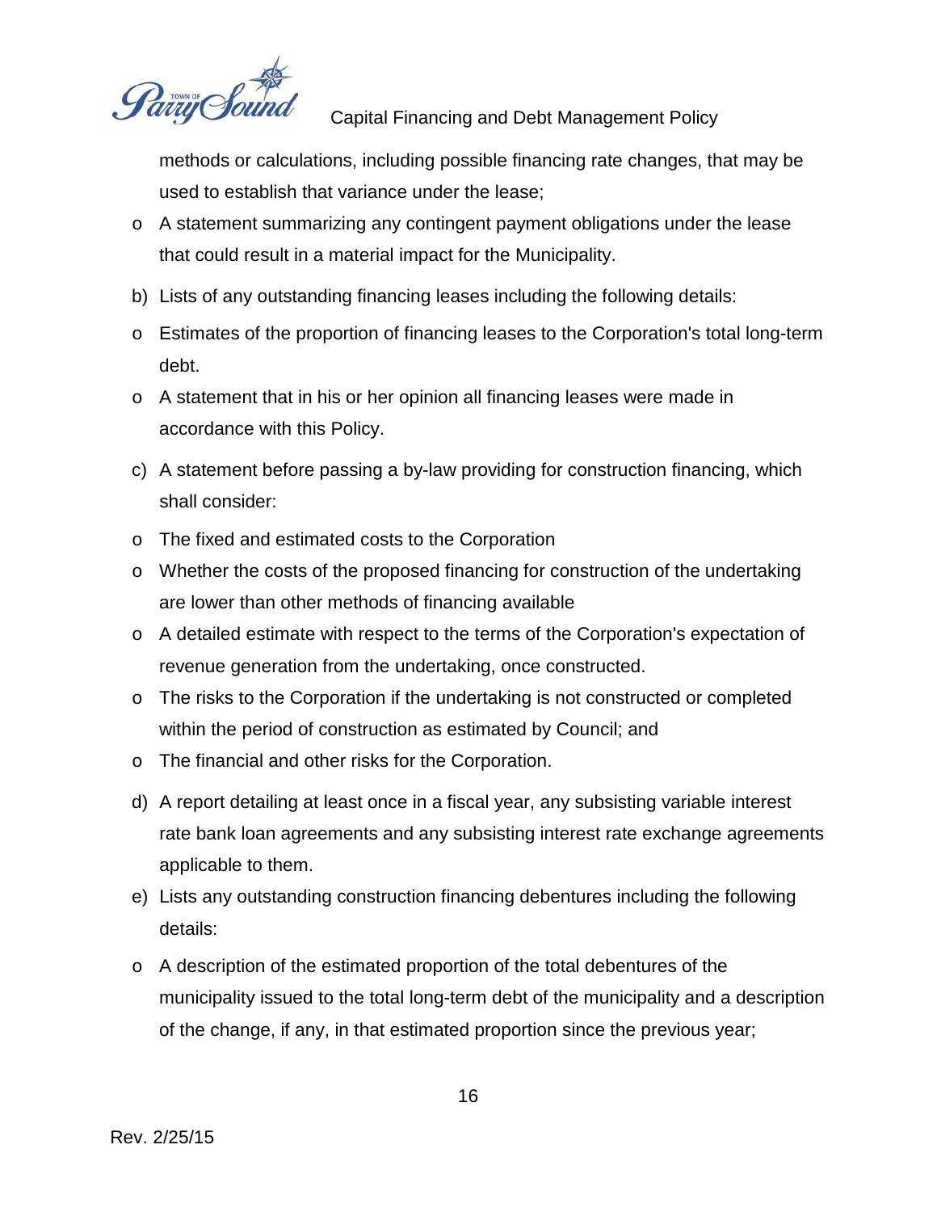methods or calculations, including possible financing rate changes, that may be used to establish that variance under the lease;

- A statement summarizing any contingent payment obligations under the lease that could result in a material impact for the Municipality.

b) Lists of any outstanding financing leases including the following details:

- Estimates of the proportion of financing leases to the Corporation's total long-term debt.
- A statement that in his or her opinion all financing leases were made in accordance with this Policy.

c) A statement before passing a by-law providing for construction financing, which shall consider:

- The fixed and estimated costs to the Corporation
- Whether the costs of the proposed financing for construction of the undertaking are lower than other methods of financing available
- A detailed estimate with respect to the terms of the Corporation's expectation of revenue generation from the undertaking, once constructed.
- The risks to the Corporation if the undertaking is not constructed or completed within the period of construction as estimated by Council; and
- The financial and other risks for the Corporation.

d) A report detailing at least once in a fiscal year, any subsisting variable interest rate bank loan agreements and any subsisting interest rate exchange agreements applicable to them.

e) Lists any outstanding construction financing debentures including the following details:

- A description of the estimated proportion of the total debentures of the municipality issued to the total long-term debt of the municipality and a description of the change, if any, in that estimated proportion since the previous year;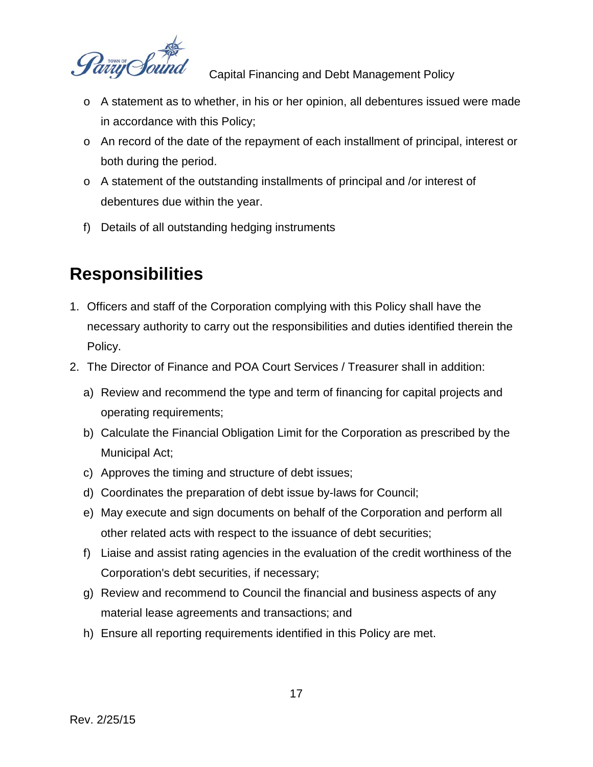- A statement as to whether, in his or her opinion, all debentures issued were made in accordance with this Policy;
- An record of the date of the repayment of each installment of principal, interest or both during the period.
- A statement of the outstanding installments of principal and /or interest of debentures due within the year.

f) Details of all outstanding hedging instruments

## Responsibilities

1. Officers and staff of the Corporation complying with this Policy shall have the necessary authority to carry out the responsibilities and duties identified therein the Policy.
2. The Director of Finance and POA Court Services / Treasurer shall in addition:
   a) Review and recommend the type and term of financing for capital projects and operating requirements;
   b) Calculate the Financial Obligation Limit for the Corporation as prescribed by the Municipal Act;
   c) Approves the timing and structure of debt issues;
   d) Coordinates the preparation of debt issue by-laws for Council;
   e) May execute and sign documents on behalf of the Corporation and perform all other related acts with respect to the issuance of debt securities;
   f) Liaise and assist rating agencies in the evaluation of the credit worthiness of the Corporation's debt securities, if necessary;
   g) Review and recommend to Council the financial and business aspects of any material lease agreements and transactions; and
   h) Ensure all reporting requirements identified in this Policy are met.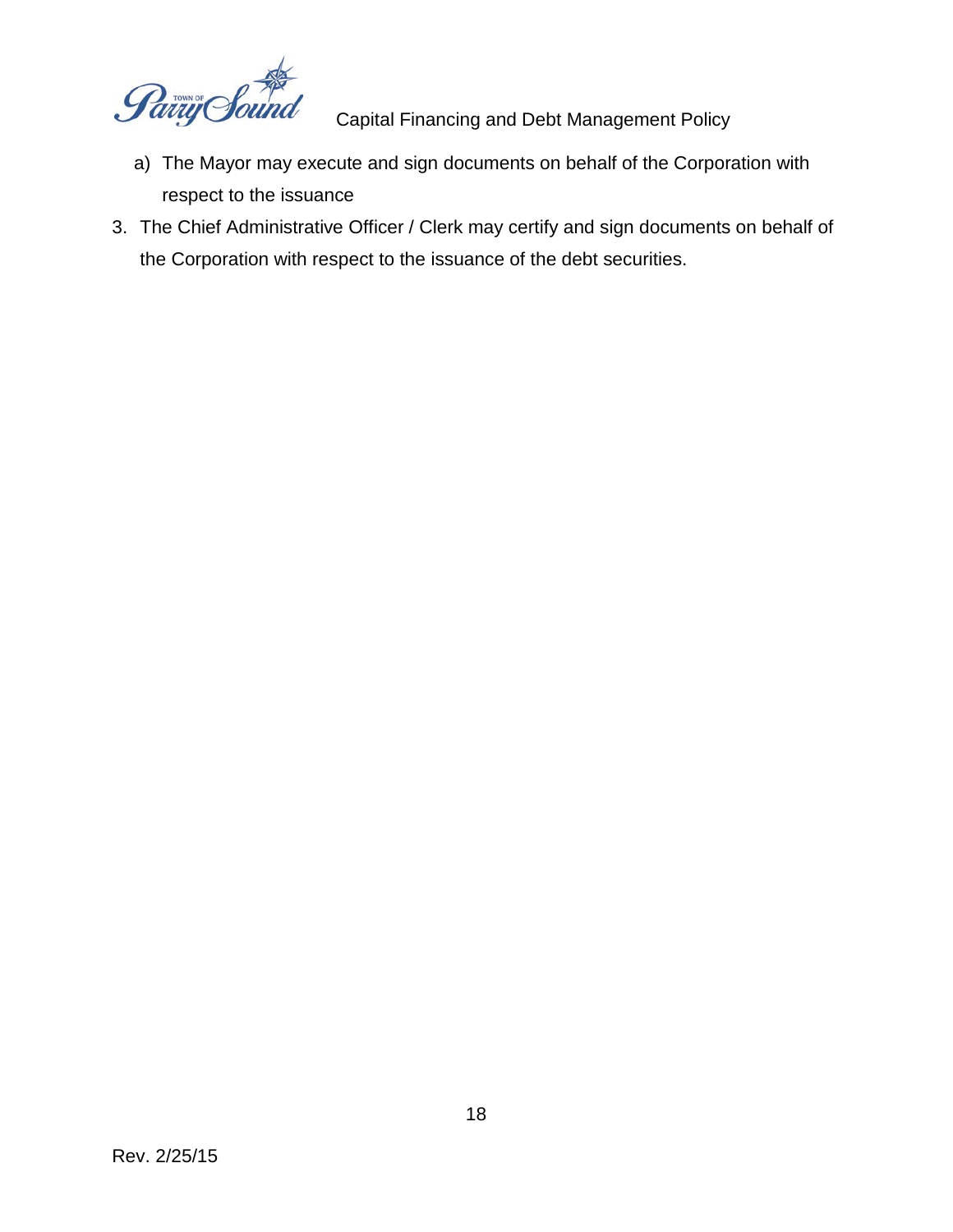a) The Mayor may execute and sign documents on behalf of the Corporation with respect to the issuance

3. The Chief Administrative Officer / Clerk may certify and sign documents on behalf of the Corporation with respect to the issuance of the debt securities.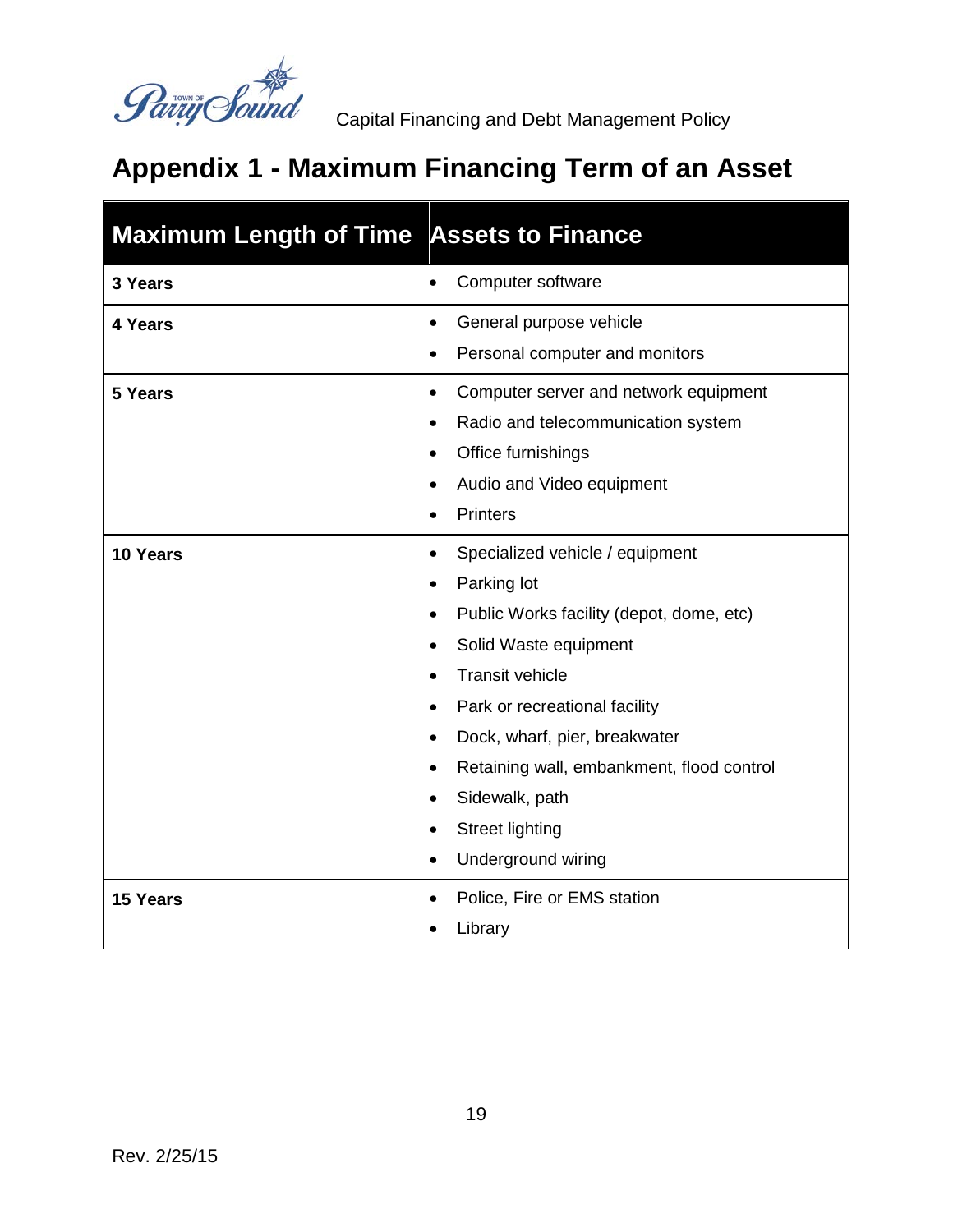# Appendix 1 - Maximum Financing Term of an Asset

| Maximum Length of Time | Assets to Finance |
| --- | --- |
| **3 Years** | • Computer software |
| **4 Years** | • General purpose vehicle<br>• Personal computer and monitors |
| **5 Years** | • Computer server and network equipment<br>• Radio and telecommunication system<br>• Office furnishings<br>• Audio and Video equipment<br>• Printers |
| **10 Years** | • Specialized vehicle / equipment<br>• Parking lot<br>• Public Works facility (depot, dome, etc)<br>• Solid Waste equipment<br>• Transit vehicle<br>• Park or recreational facility<br>• Dock, wharf, pier, breakwater<br>• Retaining wall, embankment, flood control<br>• Sidewalk, path<br>• Street lighting<br>• Underground wiring |
| **15 Years** | • Police, Fire or EMS station<br>• Library |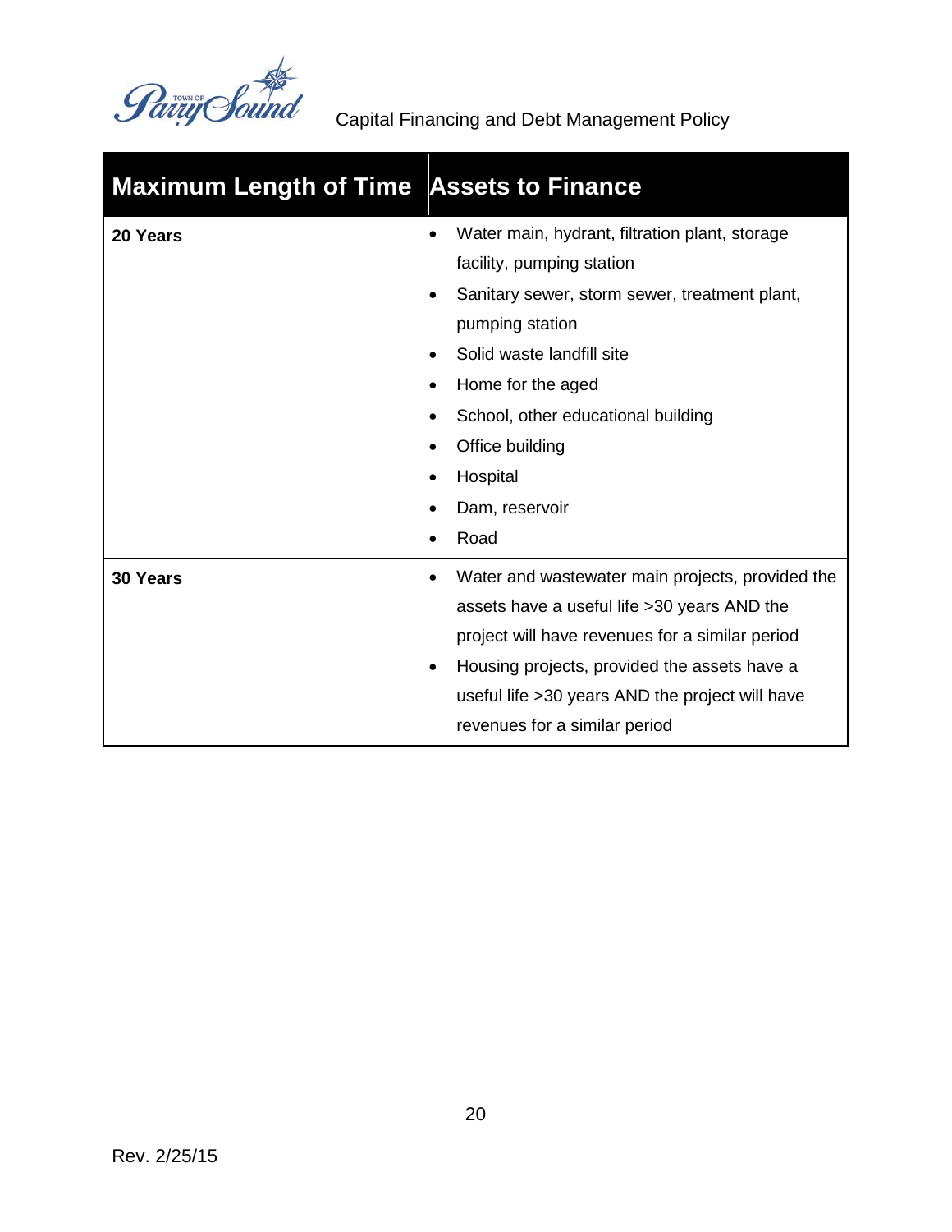| Maximum Length of Time | Assets to Finance |
|---|---|
| **20 Years** | • Water main, hydrant, filtration plant, storage facility, pumping station<br>• Sanitary sewer, storm sewer, treatment plant, pumping station<br>• Solid waste landfill site<br>• Home for the aged<br>• School, other educational building<br>• Office building<br>• Hospital<br>• Dam, reservoir<br>• Road |
| **30 Years** | • Water and wastewater main projects, provided the assets have a useful life >30 years AND the project will have revenues for a similar period<br>• Housing projects, provided the assets have a useful life >30 years AND the project will have revenues for a similar period |

Rev. 2/25/15